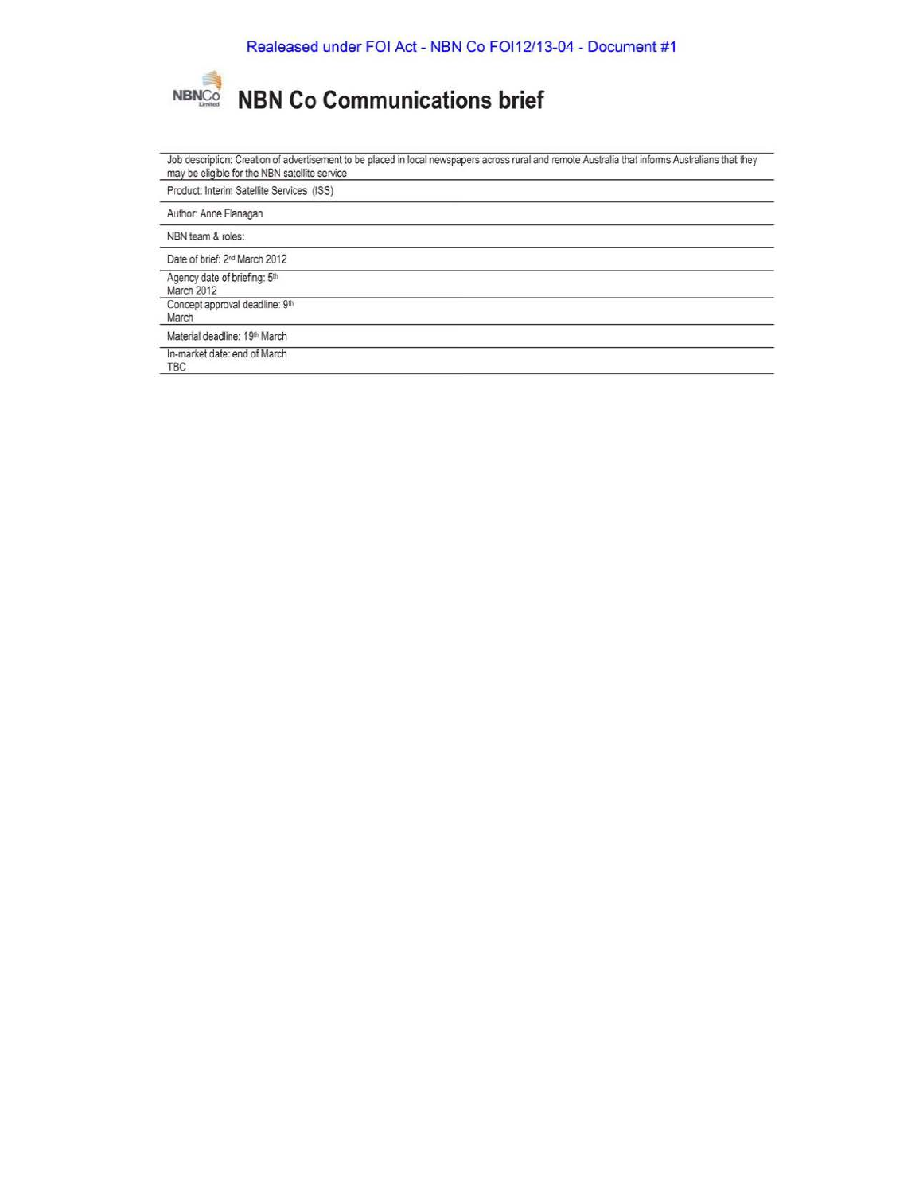Realeased under FOI Act - NBN Co FOI12/13-04 - Document #1

# NBN Co Communications brief

Job description: Creation of advertisement to be placed in local newspapers across rural and remote Australia that informs Australians that they may be eligible for the NBN satellite service

Product: Interim Satellite Services (ISS)

Author: Anne Flanagan

NBN team & roles:

Date of brief: 2nd March 2012

Agency date of briefing: 5th March 2012

Concept approval deadline: 9th March

Material deadline: 19th March

In-market date: end of March TBC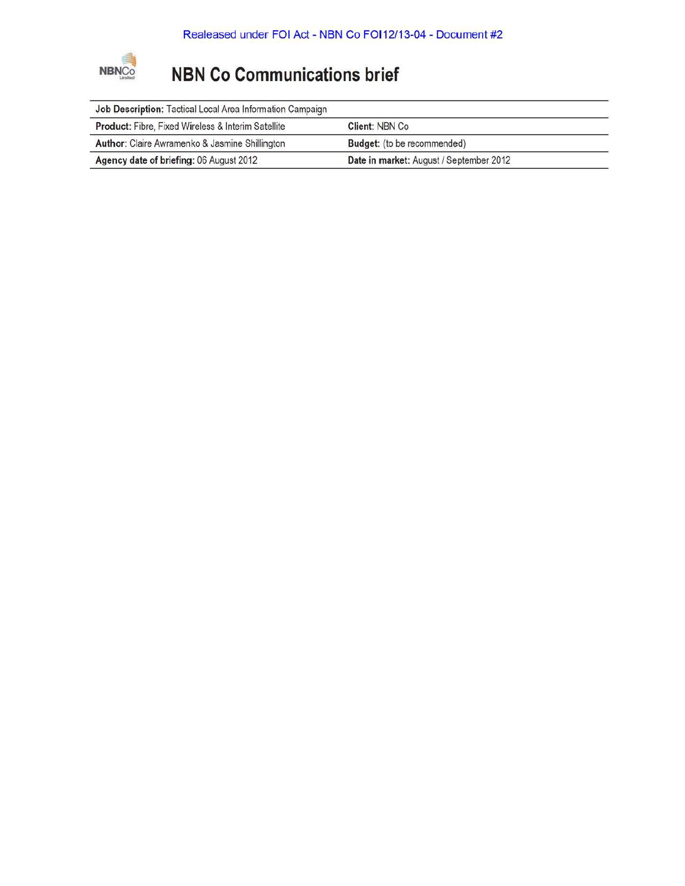Realeased under FOI Act - NBN Co FOI12/13-04 - Document #2

# NBN Co Communications brief

| **Job Description:** Tactical Local Area Information Campaign | |
|---|---|
| **Product:** Fibre, Fixed Wireless & Interim Satellite | **Client:** NBN Co |
| **Author:** Claire Awramenko & Jasmine Shillington | **Budget:** (to be recommended) |
| **Agency date of briefing:** 06 August 2012 | **Date in market:** August / September 2012 |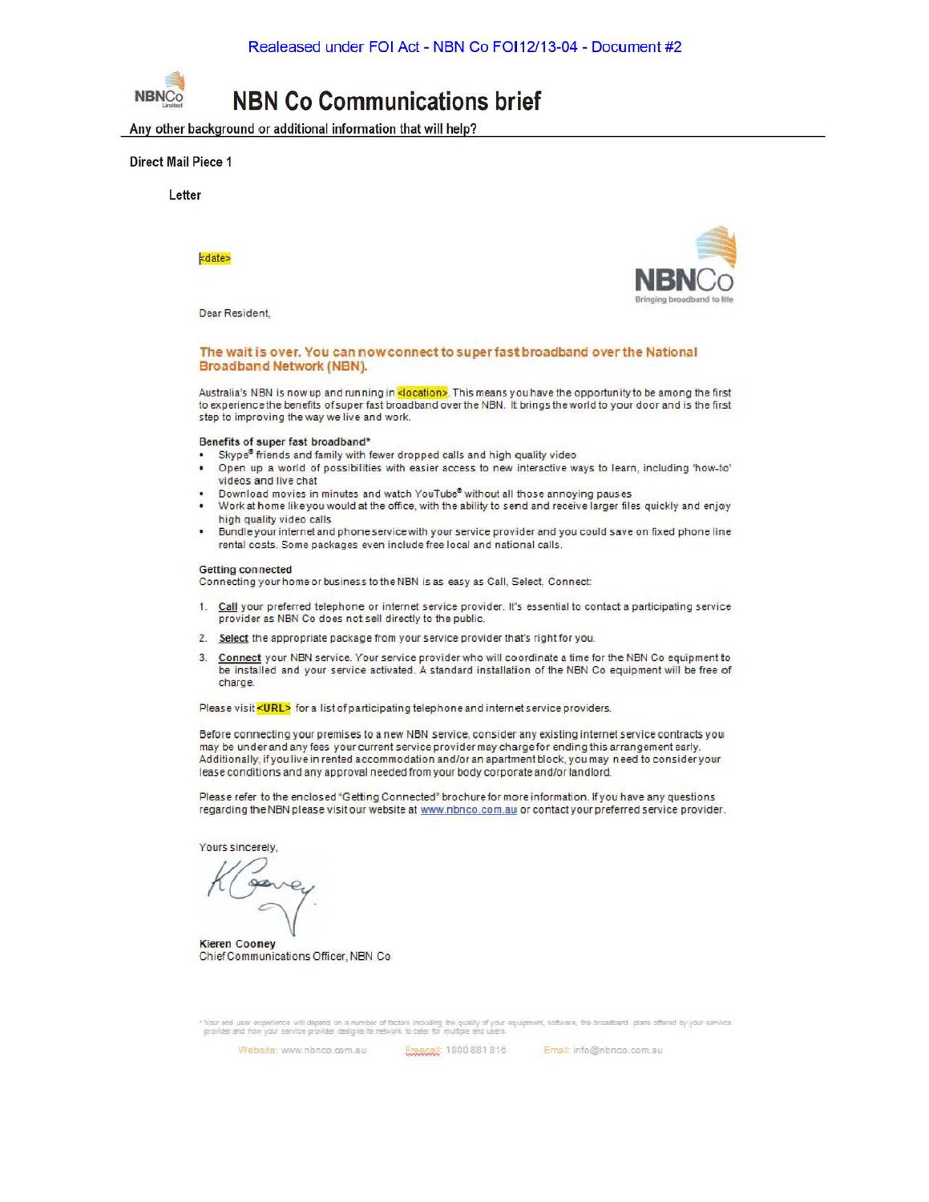# NBN Co Communications brief

**Any other background or additional information that will help?**

**Direct Mail Piece 1**

**Letter**

<date>

NBN Co
Bringing broadband to life

Dear Resident,

## The wait is over. You can now connect to super fast broadband over the National Broadband Network (NBN).

Australia's NBN is now up and running in <location>. This means you have the opportunity to be among the first to experience the benefits of super fast broadband over the NBN. It brings the world to your door and is the first step to improving the way we live and work.

**Benefits of super fast broadband***

- Skype® friends and family with fewer dropped calls and high quality video
- Open up a world of possibilities with easier access to new interactive ways to learn, including 'how-to' videos and live chat
- Download movies in minutes and watch YouTube® without all those annoying pauses
- Work at home like you would at the office, with the ability to send and receive larger files quickly and enjoy high quality video calls
- Bundle your internet and phone service with your service provider and you could save on fixed phone line rental costs. Some packages even include free local and national calls.

**Getting connected**
Connecting your home or business to the NBN is as easy as Call, Select, Connect:

1. **Call** your preferred telephone or internet service provider. It's essential to contact a participating service provider as NBN Co does not sell directly to the public.
2. **Select** the appropriate package from your service provider that's right for you.
3. **Connect** your NBN service. Your service provider who will coordinate a time for the NBN Co equipment to be installed and your service activated. A standard installation of the NBN Co equipment will be free of charge.

Please visit <URL> for a list of participating telephone and internet service providers.

Before connecting your premises to a new NBN service, consider any existing internet service contracts you may be under and any fees your current service provider may charge for ending this arrangement early. Additionally, if you live in rented accommodation and/or an apartment block, you may need to consider your lease conditions and any approval needed from your body corporate and/or landlord.

Please refer to the enclosed "Getting Connected" brochure for more information. If you have any questions regarding the NBN please visit our website at www.nbnco.com.au or contact your preferred service provider.

Yours sincerely,

**Kieren Cooney**
Chief Communications Officer, NBN Co

* Your end user experience will depend on a number of factors including the quality of your equipment, software, the broadband plans offered by your service provider and how your service provider designs its network to cater for multiple end users.

Website: www.nbnco.com.au Freecall: 1800 881 816 Email: info@nbnco.com.au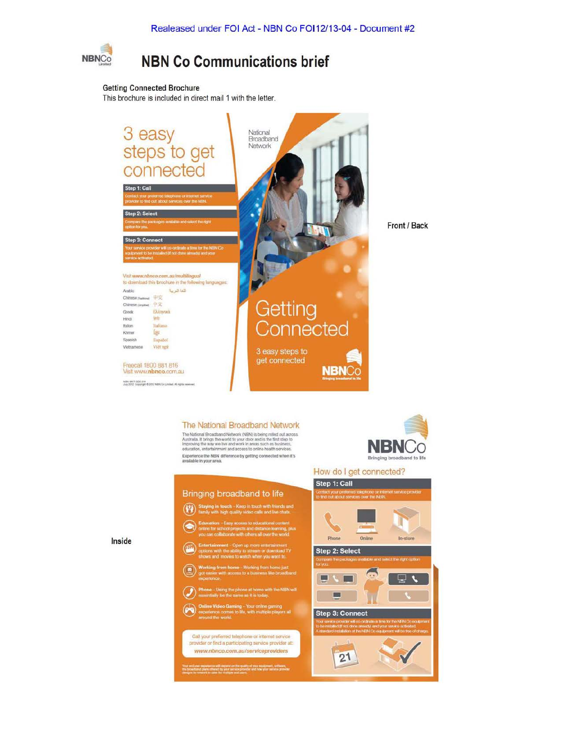Realeased under FOI Act - NBN Co FOI12/13-04 - Document #2

# NBN Co Communications brief

**Getting Connected Brochure**

This brochure is included in direct mail 1 with the letter.

**Front / Back**

## 3 easy steps to get connected

**Step 1: Call**

Contact your preferred telephone or internet service provider to find out about services over the NBN.

**Step 2: Select**

Compare the packages available and select the right option for you.

**Step 3: Connect**

Your service provider will co-ordinate a time for the NBN Co equipment to be installed (if not done already) and your service activated.

Visit *www.nbnco.com.au/multilingual* to download this brochure in the following languages:

| | |
|---|---|
| Arabic | اللغة العربية |
| Chinese (Traditional) | 中文 |
| Chinese (Simplified) | 中文 |
| Greek | Ελληνικά |
| Hindi | हिंदी |
| Italian | Italiano |
| Khmer | ខ្មែរ |
| Spanish | Español |
| Vietnamese | Việt ngữ |

Freecall 1800 881 816
Visit www.nbnco.com.au

NBN-MKT-GDE-014
July 2012 Copyright © 2012 NBN Co Limited. All rights reserved.

National Broadband Network

## Getting Connected

3 easy steps to get connected

NBNCo Bringing broadband to life

**Inside**

## The National Broadband Network

The National Broadband Network (NBN) is being rolled out across Australia. It brings the world to your door and is the first step to improving the way we live and work in areas such as business, education, entertainment and access to online health services.

Experience the NBN difference by getting connected when it's available in your area.

NBNCo Bringing broadband to life

## Bringing broadband to life

- **Staying in touch** – Keep in touch with friends and family with high quality video calls and live chats.
- **Education** – Easy access to educational content online for school projects and distance learning, plus you can collaborate with others all over the world.
- **Entertainment** – Open up more entertainment options with the ability to stream or download TV shows and movies to watch when you want to.
- **Working from home** – Working from home just got easier with access to a business like broadband experience.
- **Phone** – Using the phone at home with the NBN will essentially be the same as it is today.
- **Online Video Gaming** – Your online gaming experience comes to life, with multiple players all around the world.

Call your preferred telephone or internet service provider or find a participating service provider at: *www.nbnco.com.au/serviceproviders*

Your end user experience will depend on the quality of your equipment, software, the broadband plans offered by your service provider and how your service provider designs its network to cater for multiple end users.

## How do I get connected?

**Step 1: Call**

Contact your preferred telephone or internet service provider to find out about services over the NBN.

Phone · Online · In-store

**Step 2: Select**

Compare the packages available and select the right option for you.

**Step 3: Connect**

Your service provider will co-ordinate a time for the NBN Co equipment to be installed (if not done already) and your service activated. A standard installation of the NBN Co equipment will be free of charge.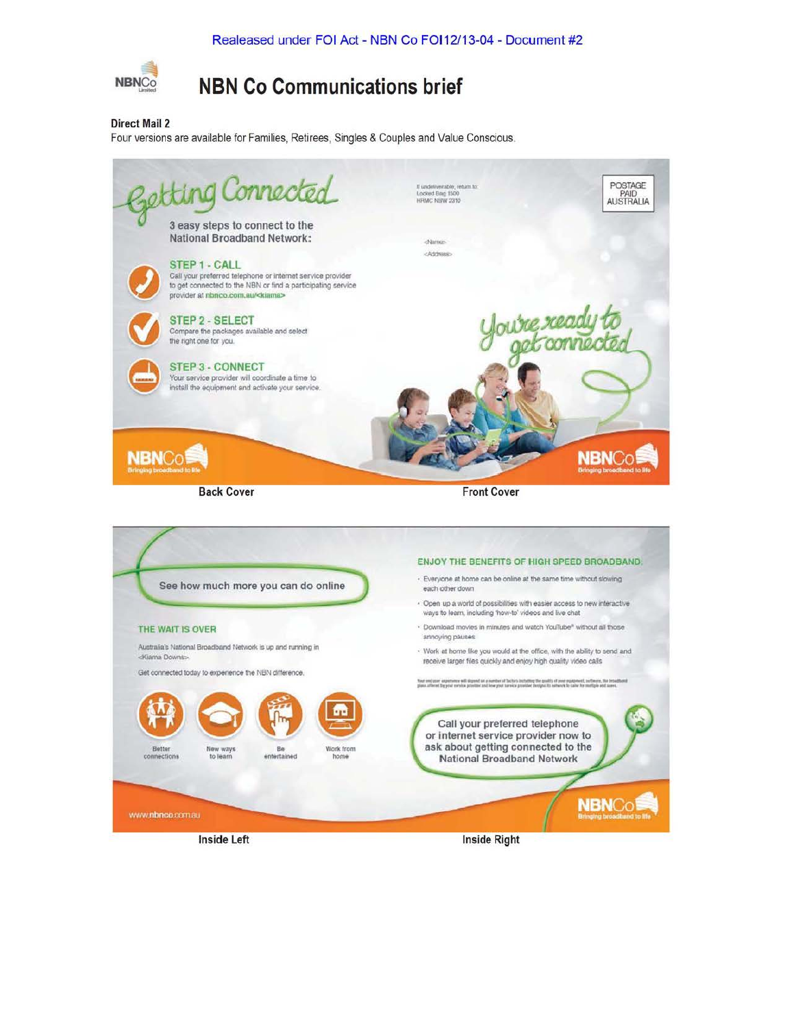Realeased under FOI Act - NBN Co FOI12/13-04 - Document #2

# NBN Co Communications brief

**Direct Mail 2**

Four versions are available for Families, Retirees, Singles & Couples and Value Conscious.

## Getting Connected

3 easy steps to connect to the National Broadband Network:

**STEP 1 - CALL**
Call your preferred telephone or internet service provider to get connected to the NBN or find a participating service provider at nbnco.com.au/<kiama>

**STEP 2 - SELECT**
Compare the packages available and select the right one for you.

**STEP 3 - CONNECT**
Your service provider will coordinate a time to install the equipment and activate your service.

NBNCo Bringing broadband to life

If undeliverable, return to:
Locked Bag 1500
HRMC NSW 2310

POSTAGE PAID AUSTRALIA

<Name>
<Address>

You're ready to get connected

NBNCo Bringing broadband to life

**Back Cover** | **Front Cover**

See how much more you can do online

**THE WAIT IS OVER**

Australia's National Broadband Network is up and running in <Kiama Downs>.

Get connected today to experience the NBN difference.

Better connections | New ways to learn | Be entertained | Work from home

www.nbnco.com.au

**ENJOY THE BENEFITS OF HIGH SPEED BROADBAND:**

- Everyone at home can be online at the same time without slowing each other down
- Open up a world of possibilities with easier access to new interactive ways to learn, including 'how-to' videos and live chat
- Download movies in minutes and watch YouTube® without all those annoying pauses
- Work at home like you would at the office, with the ability to send and receive larger files quickly and enjoy high quality video calls

Your end user experience will depend on a number of factors including the quality of your equipment, software, the broadband plans offered by your service provider and how your service provider designs its network to cater for multiple end users.

Call your preferred telephone or internet service provider now to ask about getting connected to the National Broadband Network

NBNCo Bringing broadband to life

**Inside Left** | **Inside Right**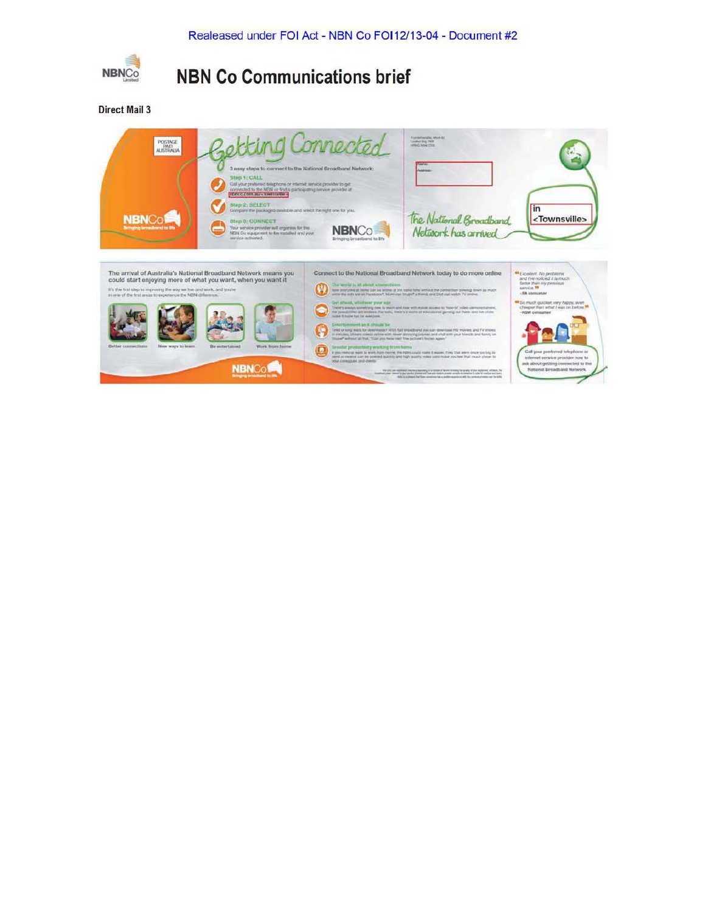Realeased under FOI Act - NBN Co FOI12/13-04 - Document #2

# NBN Co Communications brief

**Direct Mail 3**

POSTAGE PAID AUSTRALIA

NBNCo Bringing broadband to life

## Getting Connected

3 easy steps to connect to the National Broadband Network:

**Step 1: CALL**
Call your preferred telephone or internet service provider to get connected to the NBN or find a participating service provider at nbnco.com.au/<townsville>

**Step 2: SELECT**
Compare the packages available and select the right one for you.

**Step 3: CONNECT**
Your service provider will organise for the NBN Co equipment to be installed and your service activated.

NBNCo Bringing broadband to life

<Name>
<Address>

The National Broadband Network has arrived in <Townsville>

The arrival of Australia's National Broadband Network means you could start enjoying more of what you want, when you want it

It's the first step to improving the way we live and work, and you're in one of the first areas to experience the NBN difference.

Better connections | New ways to learn | Be entertained | Work from home

NBNCo Bringing broadband to life

Connect to the National Broadband Network today to do more online

**Our world is all about connections**

**Get ahead, whatever your age**

**Entertainment as it should be**

**Greater productivity working from home**

"Excellent. No problems and I've noticed it is much faster than my previous service." – SA consumer

"So much quicker, very happy, even cheaper than what I was on before" – NSW consumer

Call your preferred telephone or internet service provider now to ask about getting connected to the National Broadband Network.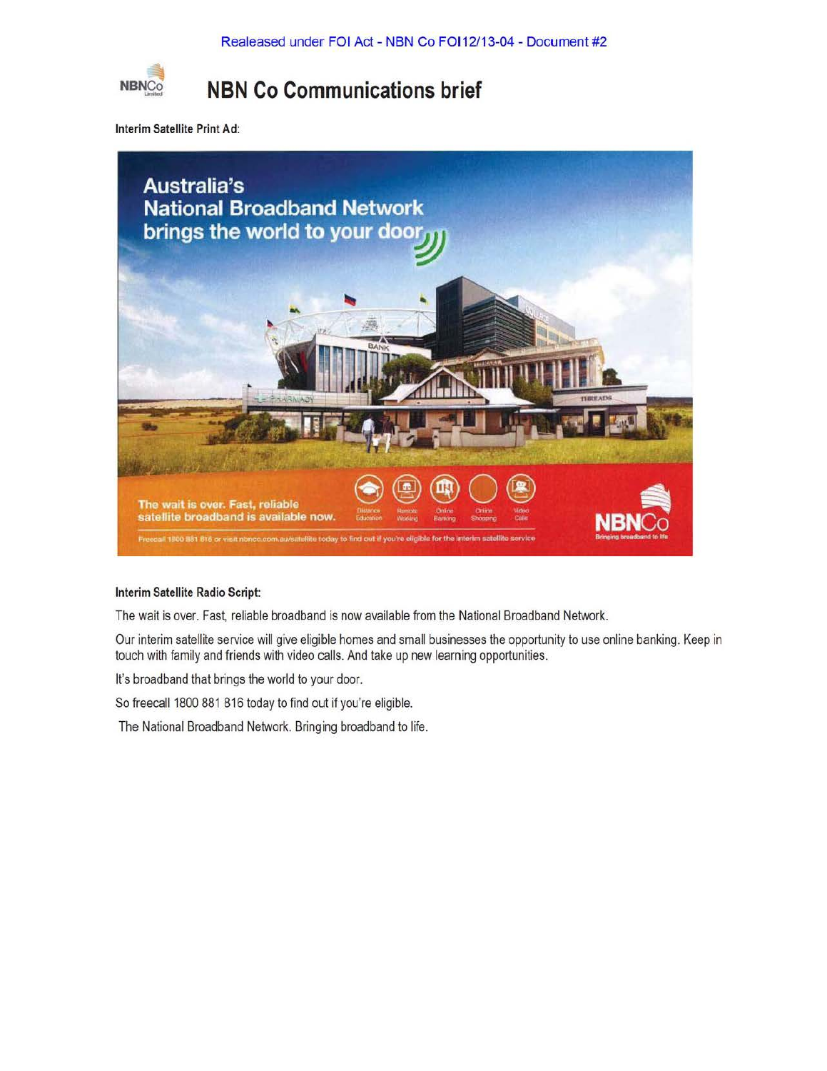Realeased under FOI Act - NBN Co FOI12/13-04 - Document #2

# NBN Co Communications brief

**Interim Satellite Print Ad:**

Australia's
National Broadband Network
brings the world to your door

The wait is over. Fast, reliable satellite broadband is available now.

Distance Education
Remote Working
Online Banking
Online Shopping
Video Calls

NBNCo
Bringing broadband to life

Freecall 1800 881 816 or visit nbnco.com.au/satellite today to find out if you're eligible for the interim satellite service

**Interim Satellite Radio Script:**

The wait is over. Fast, reliable broadband is now available from the National Broadband Network.

Our interim satellite service will give eligible homes and small businesses the opportunity to use online banking. Keep in touch with family and friends with video calls. And take up new learning opportunities.

It's broadband that brings the world to your door.

So freecall 1800 881 816 today to find out if you're eligible.

The National Broadband Network. Bringing broadband to life.